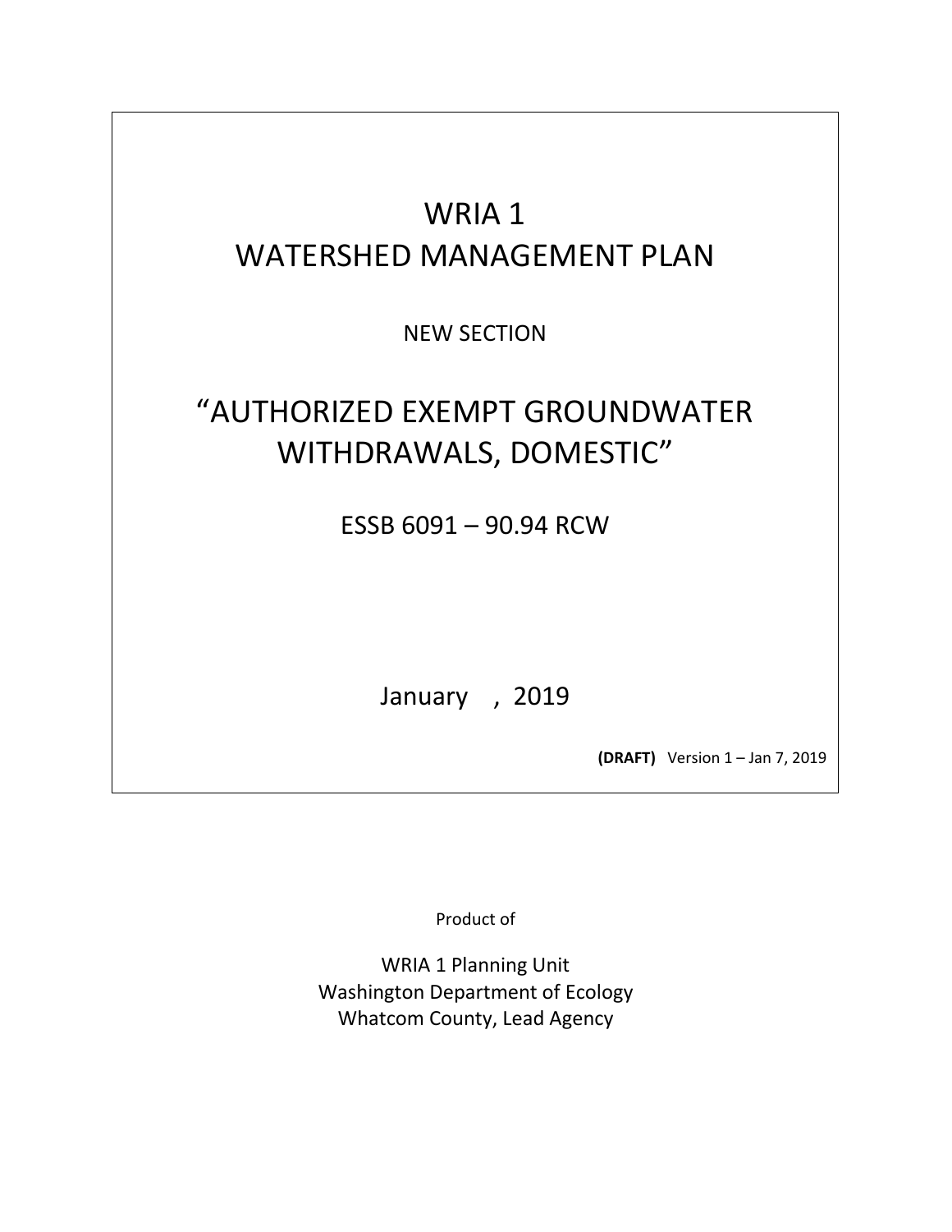# WRIA 1
# WATERSHED MANAGEMENT PLAN

NEW SECTION

# "AUTHORIZED EXEMPT GROUNDWATER WITHDRAWALS, DOMESTIC"

ESSB 6091 – 90.94 RCW

January , 2019

**(DRAFT)** Version 1 – Jan 7, 2019

Product of

WRIA 1 Planning Unit
Washington Department of Ecology
Whatcom County, Lead Agency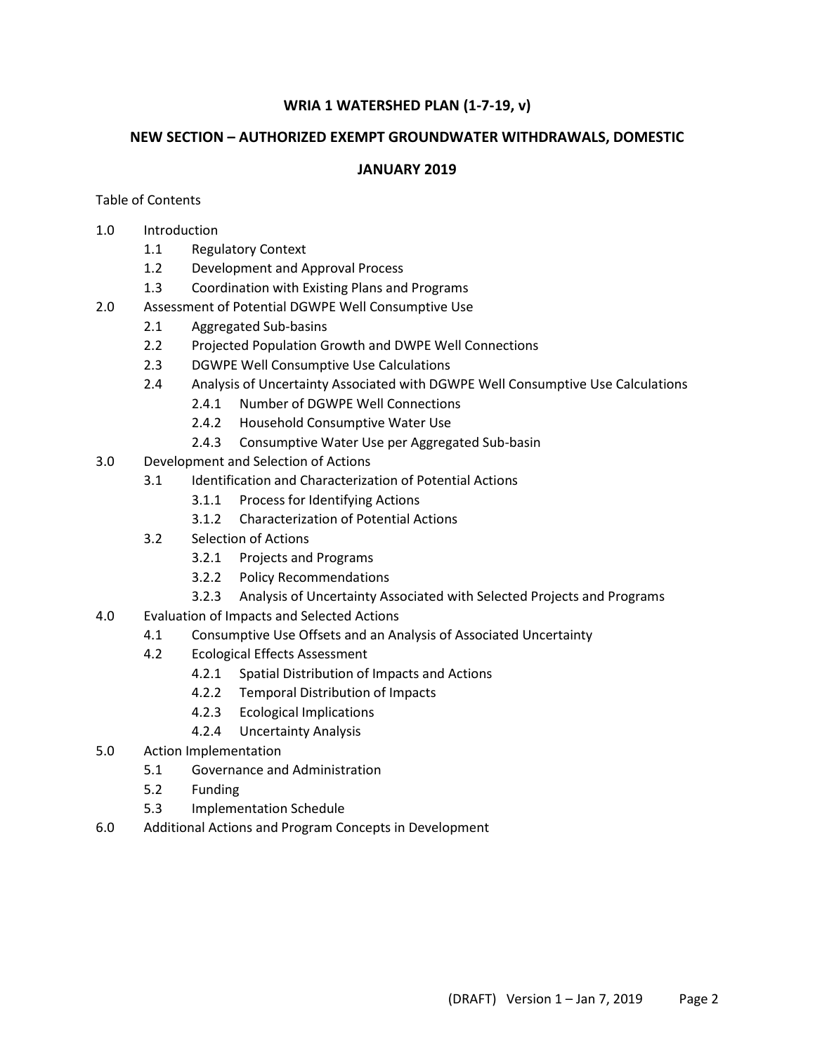**WRIA 1 WATERSHED PLAN (1-7-19, v)**

**NEW SECTION – AUTHORIZED EXEMPT GROUNDWATER WITHDRAWALS, DOMESTIC**

**JANUARY 2019**

Table of Contents

- 1.0 Introduction
  - 1.1 Regulatory Context
  - 1.2 Development and Approval Process
  - 1.3 Coordination with Existing Plans and Programs
- 2.0 Assessment of Potential DGWPE Well Consumptive Use
  - 2.1 Aggregated Sub-basins
  - 2.2 Projected Population Growth and DWPE Well Connections
  - 2.3 DGWPE Well Consumptive Use Calculations
  - 2.4 Analysis of Uncertainty Associated with DGWPE Well Consumptive Use Calculations
    - 2.4.1 Number of DGWPE Well Connections
    - 2.4.2 Household Consumptive Water Use
    - 2.4.3 Consumptive Water Use per Aggregated Sub-basin
- 3.0 Development and Selection of Actions
  - 3.1 Identification and Characterization of Potential Actions
    - 3.1.1 Process for Identifying Actions
    - 3.1.2 Characterization of Potential Actions
  - 3.2 Selection of Actions
    - 3.2.1 Projects and Programs
    - 3.2.2 Policy Recommendations
    - 3.2.3 Analysis of Uncertainty Associated with Selected Projects and Programs
- 4.0 Evaluation of Impacts and Selected Actions
  - 4.1 Consumptive Use Offsets and an Analysis of Associated Uncertainty
  - 4.2 Ecological Effects Assessment
    - 4.2.1 Spatial Distribution of Impacts and Actions
    - 4.2.2 Temporal Distribution of Impacts
    - 4.2.3 Ecological Implications
    - 4.2.4 Uncertainty Analysis
- 5.0 Action Implementation
  - 5.1 Governance and Administration
  - 5.2 Funding
  - 5.3 Implementation Schedule
- 6.0 Additional Actions and Program Concepts in Development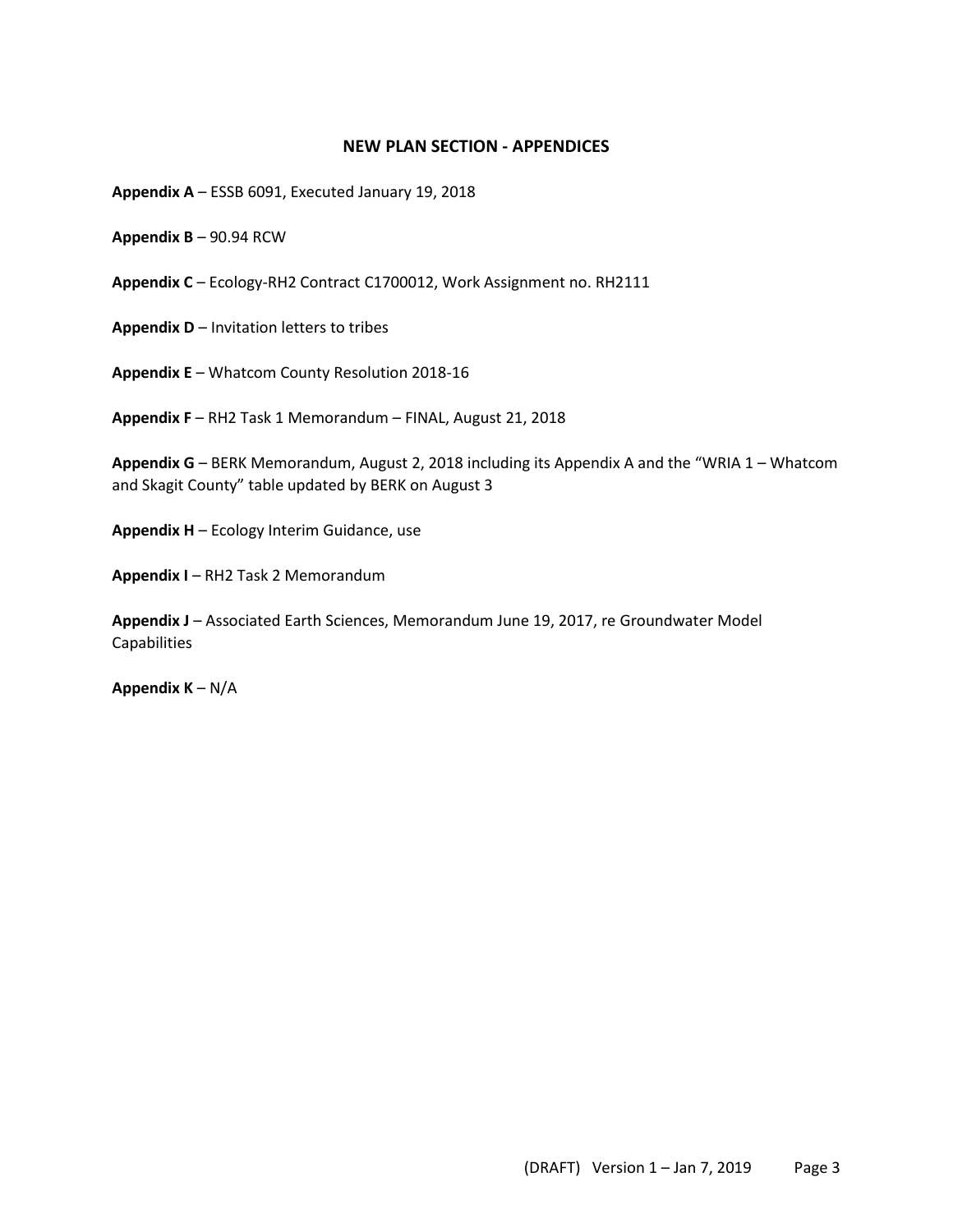## NEW PLAN SECTION - APPENDICES

**Appendix A** – ESSB 6091, Executed January 19, 2018

**Appendix B** – 90.94 RCW

**Appendix C** – Ecology-RH2 Contract C1700012, Work Assignment no. RH2111

**Appendix D** – Invitation letters to tribes

**Appendix E** – Whatcom County Resolution 2018-16

**Appendix F** – RH2 Task 1 Memorandum – FINAL, August 21, 2018

**Appendix G** – BERK Memorandum, August 2, 2018 including its Appendix A and the "WRIA 1 – Whatcom and Skagit County" table updated by BERK on August 3

**Appendix H** – Ecology Interim Guidance, use

**Appendix I** – RH2 Task 2 Memorandum

**Appendix J** – Associated Earth Sciences, Memorandum June 19, 2017, re Groundwater Model Capabilities

**Appendix K** – N/A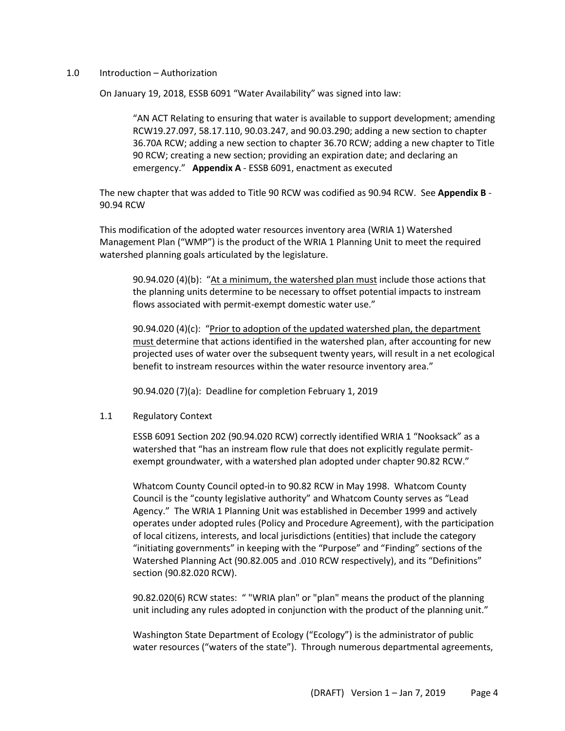## 1.0 Introduction – Authorization

On January 19, 2018, ESSB 6091 "Water Availability" was signed into law:

> "AN ACT Relating to ensuring that water is available to support development; amending RCW19.27.097, 58.17.110, 90.03.247, and 90.03.290; adding a new section to chapter 36.70A RCW; adding a new section to chapter 36.70 RCW; adding a new chapter to Title 90 RCW; creating a new section; providing an expiration date; and declaring an emergency." **Appendix A** - ESSB 6091, enactment as executed

The new chapter that was added to Title 90 RCW was codified as 90.94 RCW. See **Appendix B** - 90.94 RCW

This modification of the adopted water resources inventory area (WRIA 1) Watershed Management Plan ("WMP") is the product of the WRIA 1 Planning Unit to meet the required watershed planning goals articulated by the legislature.

> 90.94.020 (4)(b): "<u>At a minimum, the watershed plan must</u> include those actions that the planning units determine to be necessary to offset potential impacts to instream flows associated with permit-exempt domestic water use."
>
> 90.94.020 (4)(c): "<u>Prior to adoption of the updated watershed plan, the department must</u> determine that actions identified in the watershed plan, after accounting for new projected uses of water over the subsequent twenty years, will result in a net ecological benefit to instream resources within the water resource inventory area."
>
> 90.94.020 (7)(a): Deadline for completion February 1, 2019

### 1.1 Regulatory Context

ESSB 6091 Section 202 (90.94.020 RCW) correctly identified WRIA 1 "Nooksack" as a watershed that "has an instream flow rule that does not explicitly regulate permit-exempt groundwater, with a watershed plan adopted under chapter 90.82 RCW."

Whatcom County Council opted-in to 90.82 RCW in May 1998. Whatcom County Council is the "county legislative authority" and Whatcom County serves as "Lead Agency." The WRIA 1 Planning Unit was established in December 1999 and actively operates under adopted rules (Policy and Procedure Agreement), with the participation of local citizens, interests, and local jurisdictions (entities) that include the category "initiating governments" in keeping with the "Purpose" and "Finding" sections of the Watershed Planning Act (90.82.005 and .010 RCW respectively), and its "Definitions" section (90.82.020 RCW).

90.82.020(6) RCW states: " "WRIA plan" or "plan" means the product of the planning unit including any rules adopted in conjunction with the product of the planning unit."

Washington State Department of Ecology ("Ecology") is the administrator of public water resources ("waters of the state"). Through numerous departmental agreements,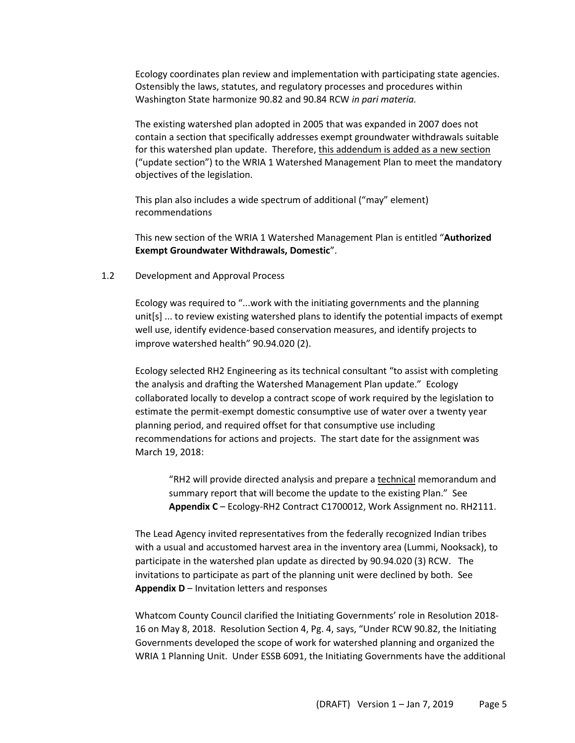Ecology coordinates plan review and implementation with participating state agencies. Ostensibly the laws, statutes, and regulatory processes and procedures within Washington State harmonize 90.82 and 90.84 RCW *in pari materia.*

The existing watershed plan adopted in 2005 that was expanded in 2007 does not contain a section that specifically addresses exempt groundwater withdrawals suitable for this watershed plan update. Therefore, <u>this addendum is added as a new section</u> ("update section") to the WRIA 1 Watershed Management Plan to meet the mandatory objectives of the legislation.

This plan also includes a wide spectrum of additional ("may" element) recommendations

This new section of the WRIA 1 Watershed Management Plan is entitled "**Authorized Exempt Groundwater Withdrawals, Domestic**".

1.2 Development and Approval Process

Ecology was required to "...work with the initiating governments and the planning unit[s] ... to review existing watershed plans to identify the potential impacts of exempt well use, identify evidence-based conservation measures, and identify projects to improve watershed health" 90.94.020 (2).

Ecology selected RH2 Engineering as its technical consultant "to assist with completing the analysis and drafting the Watershed Management Plan update." Ecology collaborated locally to develop a contract scope of work required by the legislation to estimate the permit-exempt domestic consumptive use of water over a twenty year planning period, and required offset for that consumptive use including recommendations for actions and projects. The start date for the assignment was March 19, 2018:

> "RH2 will provide directed analysis and prepare a <u>technical</u> memorandum and summary report that will become the update to the existing Plan." See **Appendix C** – Ecology-RH2 Contract C1700012, Work Assignment no. RH2111.

The Lead Agency invited representatives from the federally recognized Indian tribes with a usual and accustomed harvest area in the inventory area (Lummi, Nooksack), to participate in the watershed plan update as directed by 90.94.020 (3) RCW. The invitations to participate as part of the planning unit were declined by both. See **Appendix D** – Invitation letters and responses

Whatcom County Council clarified the Initiating Governments' role in Resolution 2018-16 on May 8, 2018. Resolution Section 4, Pg. 4, says, "Under RCW 90.82, the Initiating Governments developed the scope of work for watershed planning and organized the WRIA 1 Planning Unit. Under ESSB 6091, the Initiating Governments have the additional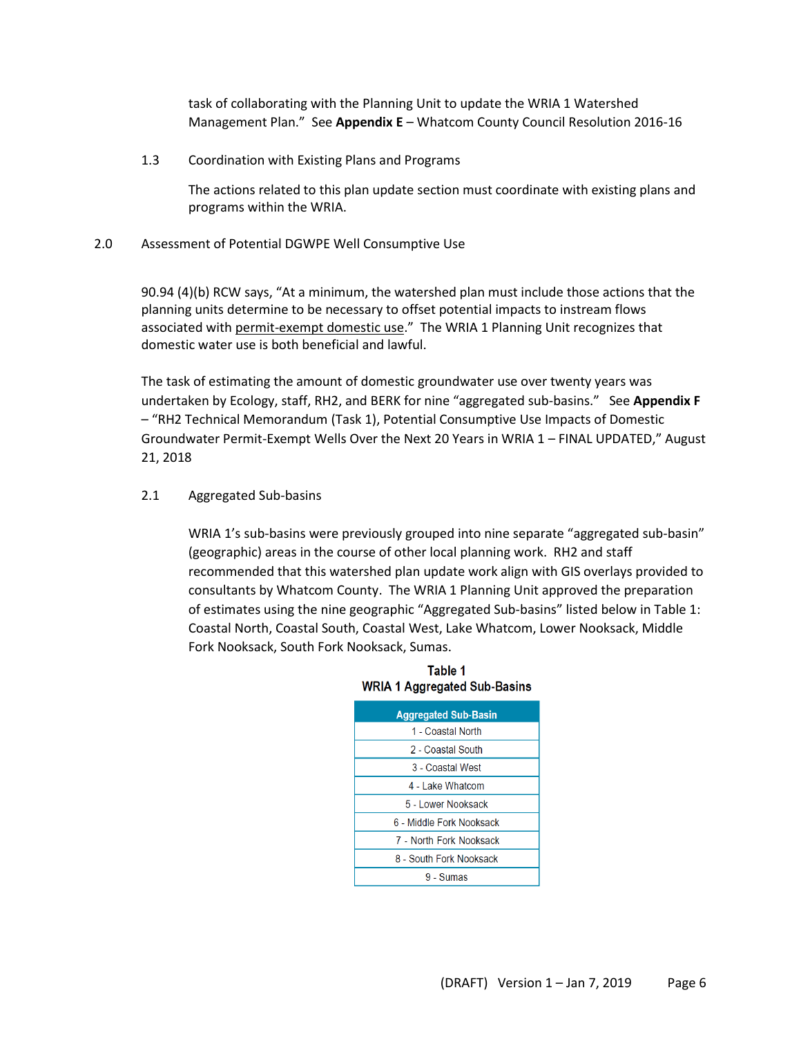task of collaborating with the Planning Unit to update the WRIA 1 Watershed Management Plan." See **Appendix E** – Whatcom County Council Resolution 2016-16

### 1.3 Coordination with Existing Plans and Programs

The actions related to this plan update section must coordinate with existing plans and programs within the WRIA.

## 2.0 Assessment of Potential DGWPE Well Consumptive Use

90.94 (4)(b) RCW says, "At a minimum, the watershed plan must include those actions that the planning units determine to be necessary to offset potential impacts to instream flows associated with <u>permit-exempt domestic use</u>." The WRIA 1 Planning Unit recognizes that domestic water use is both beneficial and lawful.

The task of estimating the amount of domestic groundwater use over twenty years was undertaken by Ecology, staff, RH2, and BERK for nine "aggregated sub-basins." See **Appendix F** – "RH2 Technical Memorandum (Task 1), Potential Consumptive Use Impacts of Domestic Groundwater Permit-Exempt Wells Over the Next 20 Years in WRIA 1 – FINAL UPDATED," August 21, 2018

### 2.1 Aggregated Sub-basins

WRIA 1's sub-basins were previously grouped into nine separate "aggregated sub-basin" (geographic) areas in the course of other local planning work. RH2 and staff recommended that this watershed plan update work align with GIS overlays provided to consultants by Whatcom County. The WRIA 1 Planning Unit approved the preparation of estimates using the nine geographic "Aggregated Sub-basins" listed below in Table 1: Coastal North, Coastal South, Coastal West, Lake Whatcom, Lower Nooksack, Middle Fork Nooksack, South Fork Nooksack, Sumas.

**Table 1**
**WRIA 1 Aggregated Sub-Basins**

| Aggregated Sub-Basin |
|---|
| 1 - Coastal North |
| 2 - Coastal South |
| 3 - Coastal West |
| 4 - Lake Whatcom |
| 5 - Lower Nooksack |
| 6 - Middle Fork Nooksack |
| 7 - North Fork Nooksack |
| 8 - South Fork Nooksack |
| 9 - Sumas |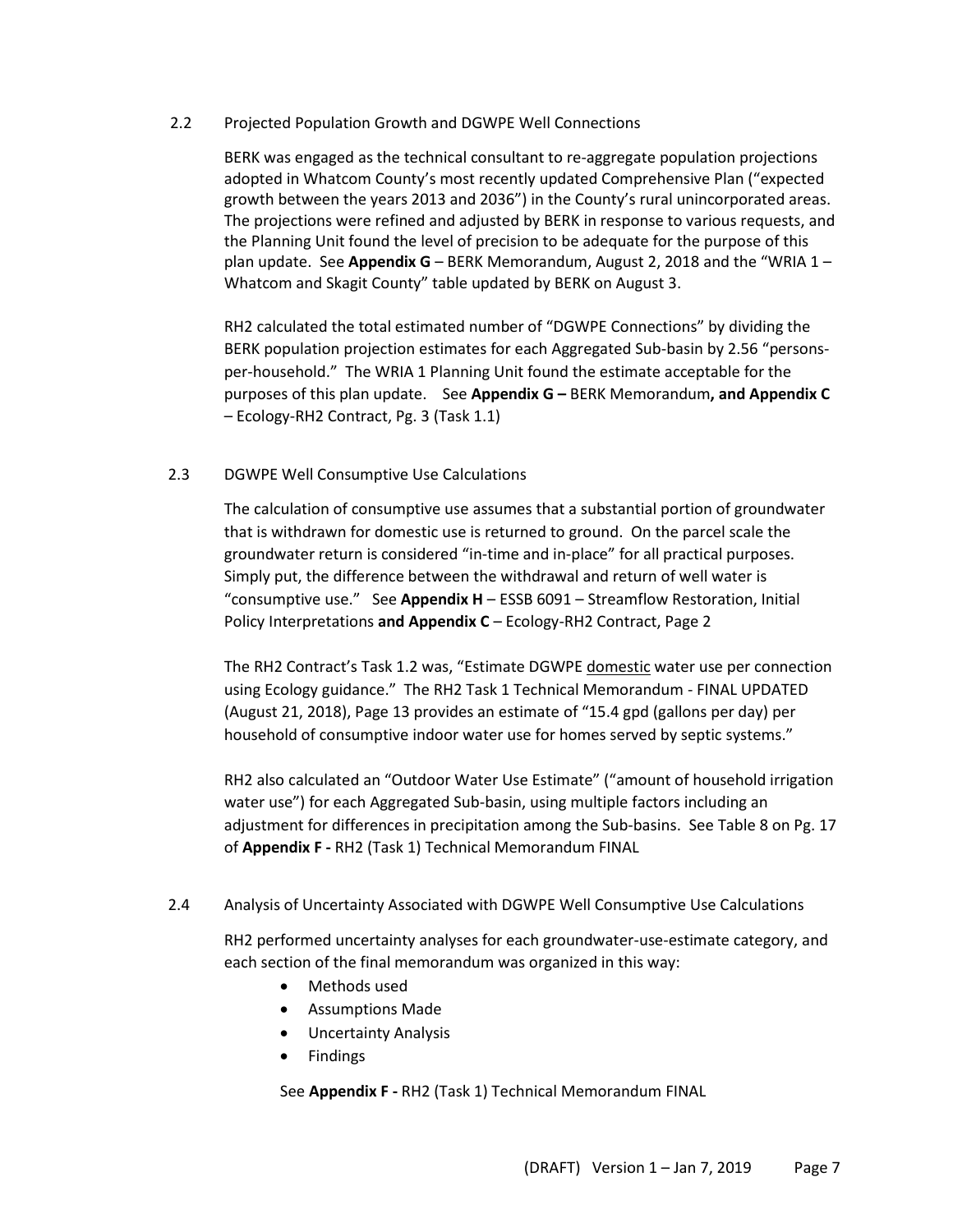## 2.2 Projected Population Growth and DGWPE Well Connections

BERK was engaged as the technical consultant to re-aggregate population projections adopted in Whatcom County's most recently updated Comprehensive Plan ("expected growth between the years 2013 and 2036") in the County's rural unincorporated areas. The projections were refined and adjusted by BERK in response to various requests, and the Planning Unit found the level of precision to be adequate for the purpose of this plan update. See **Appendix G** – BERK Memorandum, August 2, 2018 and the "WRIA 1 – Whatcom and Skagit County" table updated by BERK on August 3.

RH2 calculated the total estimated number of "DGWPE Connections" by dividing the BERK population projection estimates for each Aggregated Sub-basin by 2.56 "persons-per-household." The WRIA 1 Planning Unit found the estimate acceptable for the purposes of this plan update. See **Appendix G –** BERK Memorandum**, and Appendix C** – Ecology-RH2 Contract, Pg. 3 (Task 1.1)

## 2.3 DGWPE Well Consumptive Use Calculations

The calculation of consumptive use assumes that a substantial portion of groundwater that is withdrawn for domestic use is returned to ground. On the parcel scale the groundwater return is considered "in-time and in-place" for all practical purposes. Simply put, the difference between the withdrawal and return of well water is "consumptive use." See **Appendix H** – ESSB 6091 – Streamflow Restoration, Initial Policy Interpretations **and Appendix C** – Ecology-RH2 Contract, Page 2

The RH2 Contract's Task 1.2 was, "Estimate DGWPE domestic water use per connection using Ecology guidance." The RH2 Task 1 Technical Memorandum - FINAL UPDATED (August 21, 2018), Page 13 provides an estimate of "15.4 gpd (gallons per day) per household of consumptive indoor water use for homes served by septic systems."

RH2 also calculated an "Outdoor Water Use Estimate" ("amount of household irrigation water use") for each Aggregated Sub-basin, using multiple factors including an adjustment for differences in precipitation among the Sub-basins. See Table 8 on Pg. 17 of **Appendix F -** RH2 (Task 1) Technical Memorandum FINAL

## 2.4 Analysis of Uncertainty Associated with DGWPE Well Consumptive Use Calculations

RH2 performed uncertainty analyses for each groundwater-use-estimate category, and each section of the final memorandum was organized in this way:

- Methods used
- Assumptions Made
- Uncertainty Analysis
- Findings

See **Appendix F -** RH2 (Task 1) Technical Memorandum FINAL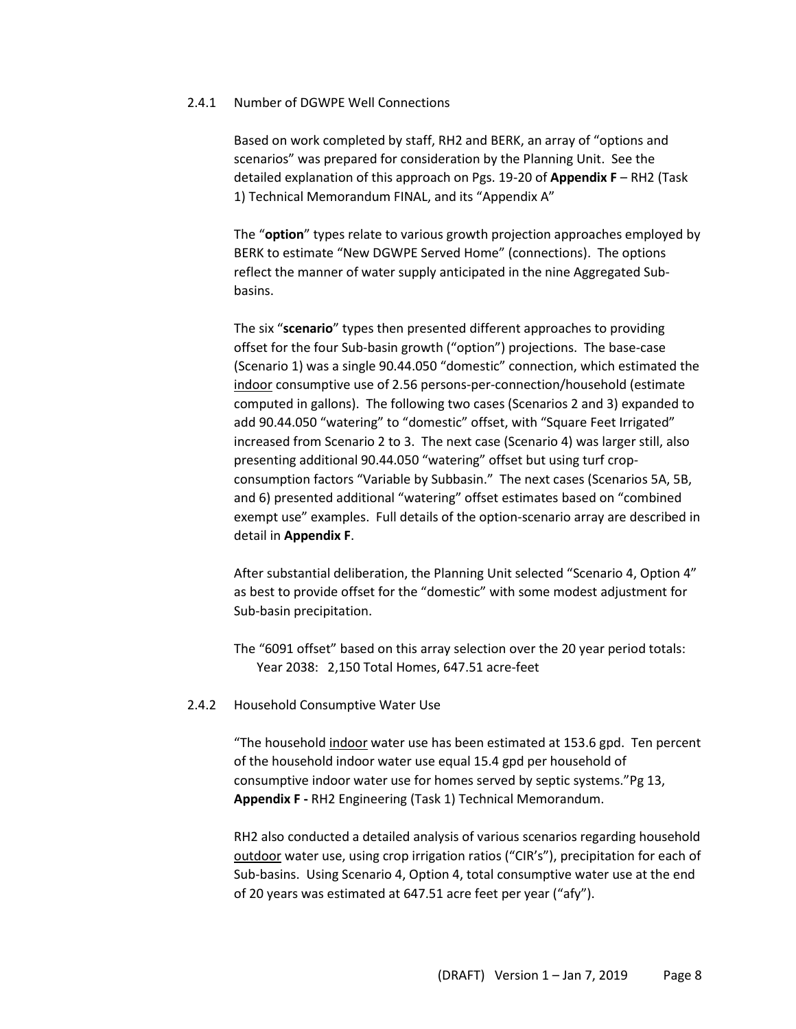### 2.4.1 Number of DGWPE Well Connections

Based on work completed by staff, RH2 and BERK, an array of "options and scenarios" was prepared for consideration by the Planning Unit. See the detailed explanation of this approach on Pgs. 19-20 of **Appendix F** – RH2 (Task 1) Technical Memorandum FINAL, and its "Appendix A"

The "**option**" types relate to various growth projection approaches employed by BERK to estimate "New DGWPE Served Home" (connections). The options reflect the manner of water supply anticipated in the nine Aggregated Sub-basins.

The six "**scenario**" types then presented different approaches to providing offset for the four Sub-basin growth ("option") projections. The base-case (Scenario 1) was a single 90.44.050 "domestic" connection, which estimated the indoor consumptive use of 2.56 persons-per-connection/household (estimate computed in gallons). The following two cases (Scenarios 2 and 3) expanded to add 90.44.050 "watering" to "domestic" offset, with "Square Feet Irrigated" increased from Scenario 2 to 3. The next case (Scenario 4) was larger still, also presenting additional 90.44.050 "watering" offset but using turf crop-consumption factors "Variable by Subbasin." The next cases (Scenarios 5A, 5B, and 6) presented additional "watering" offset estimates based on "combined exempt use" examples. Full details of the option-scenario array are described in detail in **Appendix F**.

After substantial deliberation, the Planning Unit selected "Scenario 4, Option 4" as best to provide offset for the "domestic" with some modest adjustment for Sub-basin precipitation.

The "6091 offset" based on this array selection over the 20 year period totals:
Year 2038: 2,150 Total Homes, 647.51 acre-feet

### 2.4.2 Household Consumptive Water Use

"The household indoor water use has been estimated at 153.6 gpd. Ten percent of the household indoor water use equal 15.4 gpd per household of consumptive indoor water use for homes served by septic systems."Pg 13, **Appendix F -** RH2 Engineering (Task 1) Technical Memorandum.

RH2 also conducted a detailed analysis of various scenarios regarding household outdoor water use, using crop irrigation ratios ("CIR's"), precipitation for each of Sub-basins. Using Scenario 4, Option 4, total consumptive water use at the end of 20 years was estimated at 647.51 acre feet per year ("afy").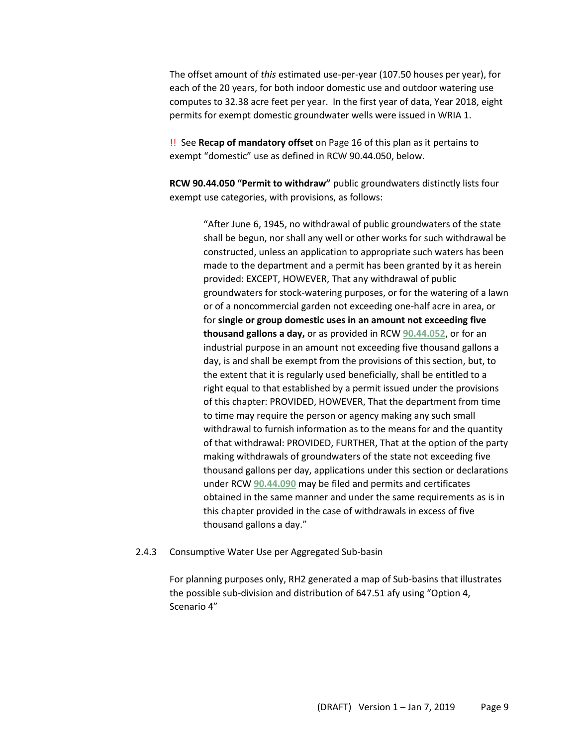The offset amount of *this* estimated use-per-year (107.50 houses per year), for each of the 20 years, for both indoor domestic use and outdoor watering use computes to 32.38 acre feet per year. In the first year of data, Year 2018, eight permits for exempt domestic groundwater wells were issued in WRIA 1.

!! See **Recap of mandatory offset** on Page 16 of this plan as it pertains to exempt "domestic" use as defined in RCW 90.44.050, below.

**RCW 90.44.050 "Permit to withdraw"** public groundwaters distinctly lists four exempt use categories, with provisions, as follows:

> "After June 6, 1945, no withdrawal of public groundwaters of the state shall be begun, nor shall any well or other works for such withdrawal be constructed, unless an application to appropriate such waters has been made to the department and a permit has been granted by it as herein provided: EXCEPT, HOWEVER, That any withdrawal of public groundwaters for stock-watering purposes, or for the watering of a lawn or of a noncommercial garden not exceeding one-half acre in area, or for **single or group domestic uses in an amount not exceeding five thousand gallons a day,** or as provided in RCW **90.44.052**, or for an industrial purpose in an amount not exceeding five thousand gallons a day, is and shall be exempt from the provisions of this section, but, to the extent that it is regularly used beneficially, shall be entitled to a right equal to that established by a permit issued under the provisions of this chapter: PROVIDED, HOWEVER, That the department from time to time may require the person or agency making any such small withdrawal to furnish information as to the means for and the quantity of that withdrawal: PROVIDED, FURTHER, That at the option of the party making withdrawals of groundwaters of the state not exceeding five thousand gallons per day, applications under this section or declarations under RCW **90.44.090** may be filed and permits and certificates obtained in the same manner and under the same requirements as is in this chapter provided in the case of withdrawals in excess of five thousand gallons a day."

### 2.4.3 Consumptive Water Use per Aggregated Sub-basin

For planning purposes only, RH2 generated a map of Sub-basins that illustrates the possible sub-division and distribution of 647.51 afy using "Option 4, Scenario 4"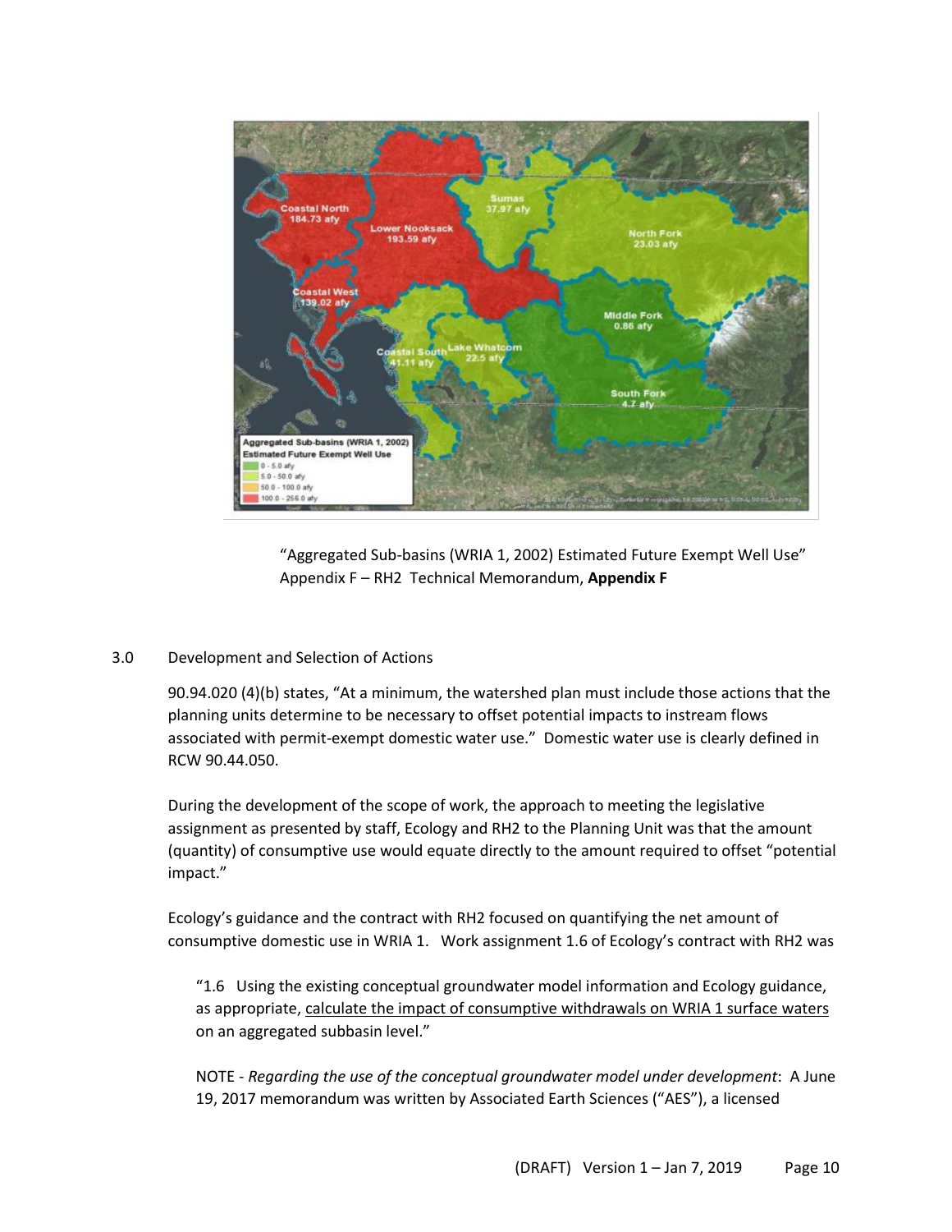"Aggregated Sub-basins (WRIA 1, 2002) Estimated Future Exempt Well Use"
Appendix F – RH2 Technical Memorandum, **Appendix F**

## 3.0 Development and Selection of Actions

90.94.020 (4)(b) states, "At a minimum, the watershed plan must include those actions that the planning units determine to be necessary to offset potential impacts to instream flows associated with permit-exempt domestic water use." Domestic water use is clearly defined in RCW 90.44.050.

During the development of the scope of work, the approach to meeting the legislative assignment as presented by staff, Ecology and RH2 to the Planning Unit was that the amount (quantity) of consumptive use would equate directly to the amount required to offset "potential impact."

Ecology's guidance and the contract with RH2 focused on quantifying the net amount of consumptive domestic use in WRIA 1. Work assignment 1.6 of Ecology's contract with RH2 was

"1.6 Using the existing conceptual groundwater model information and Ecology guidance, as appropriate, calculate the impact of consumptive withdrawals on WRIA 1 surface waters on an aggregated subbasin level."

NOTE - *Regarding the use of the conceptual groundwater model under development*: A June 19, 2017 memorandum was written by Associated Earth Sciences ("AES"), a licensed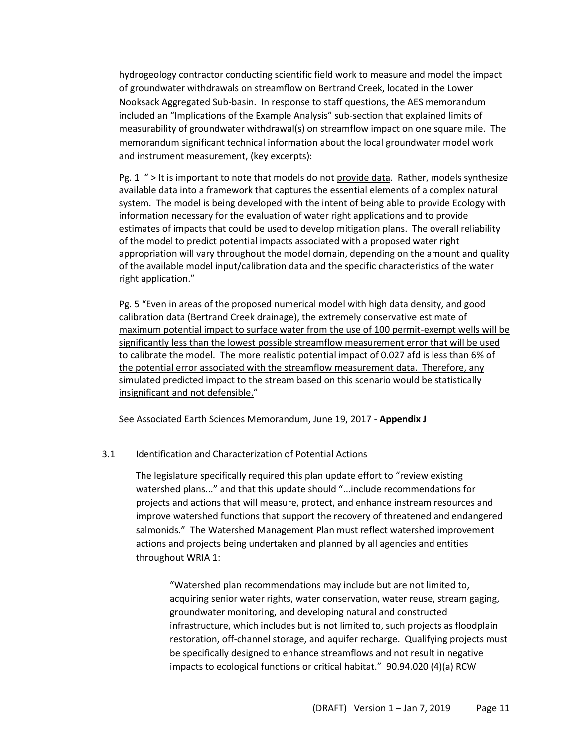hydrogeology contractor conducting scientific field work to measure and model the impact of groundwater withdrawals on streamflow on Bertrand Creek, located in the Lower Nooksack Aggregated Sub-basin. In response to staff questions, the AES memorandum included an "Implications of the Example Analysis" sub-section that explained limits of measurability of groundwater withdrawal(s) on streamflow impact on one square mile. The memorandum significant technical information about the local groundwater model work and instrument measurement, (key excerpts):

Pg. 1 " > It is important to note that models do not <u>provide data</u>. Rather, models synthesize available data into a framework that captures the essential elements of a complex natural system. The model is being developed with the intent of being able to provide Ecology with information necessary for the evaluation of water right applications and to provide estimates of impacts that could be used to develop mitigation plans. The overall reliability of the model to predict potential impacts associated with a proposed water right appropriation will vary throughout the model domain, depending on the amount and quality of the available model input/calibration data and the specific characteristics of the water right application."

Pg. 5 "<u>Even in areas of the proposed numerical model with high data density, and good calibration data (Bertrand Creek drainage), the extremely conservative estimate of maximum potential impact to surface water from the use of 100 permit-exempt wells will be significantly less than the lowest possible streamflow measurement error that will be used to calibrate the model. The more realistic potential impact of 0.027 afd is less than 6% of the potential error associated with the streamflow measurement data. Therefore, any simulated predicted impact to the stream based on this scenario would be statistically insignificant and not defensible.</u>"

See Associated Earth Sciences Memorandum, June 19, 2017 - **Appendix J**

### 3.1 Identification and Characterization of Potential Actions

The legislature specifically required this plan update effort to "review existing watershed plans..." and that this update should "...include recommendations for projects and actions that will measure, protect, and enhance instream resources and improve watershed functions that support the recovery of threatened and endangered salmonids." The Watershed Management Plan must reflect watershed improvement actions and projects being undertaken and planned by all agencies and entities throughout WRIA 1:

> "Watershed plan recommendations may include but are not limited to, acquiring senior water rights, water conservation, water reuse, stream gaging, groundwater monitoring, and developing natural and constructed infrastructure, which includes but is not limited to, such projects as floodplain restoration, off-channel storage, and aquifer recharge. Qualifying projects must be specifically designed to enhance streamflows and not result in negative impacts to ecological functions or critical habitat." 90.94.020 (4)(a) RCW

(DRAFT) Version 1 – Jan 7, 2019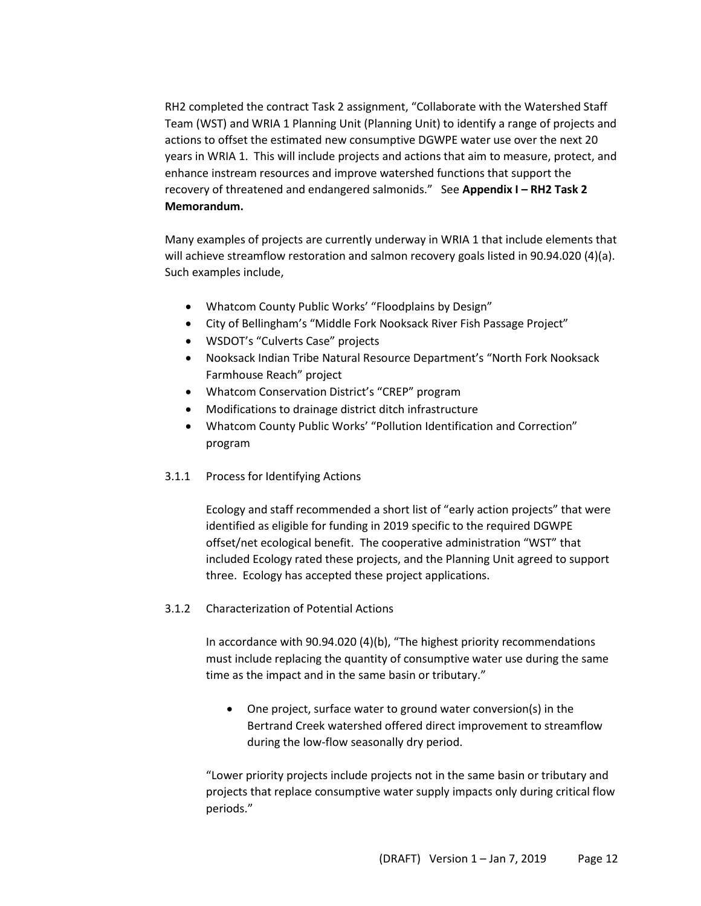RH2 completed the contract Task 2 assignment, "Collaborate with the Watershed Staff Team (WST) and WRIA 1 Planning Unit (Planning Unit) to identify a range of projects and actions to offset the estimated new consumptive DGWPE water use over the next 20 years in WRIA 1. This will include projects and actions that aim to measure, protect, and enhance instream resources and improve watershed functions that support the recovery of threatened and endangered salmonids." See **Appendix I – RH2 Task 2 Memorandum.**

Many examples of projects are currently underway in WRIA 1 that include elements that will achieve streamflow restoration and salmon recovery goals listed in 90.94.020 (4)(a). Such examples include,

- Whatcom County Public Works' "Floodplains by Design"
- City of Bellingham's "Middle Fork Nooksack River Fish Passage Project"
- WSDOT's "Culverts Case" projects
- Nooksack Indian Tribe Natural Resource Department's "North Fork Nooksack Farmhouse Reach" project
- Whatcom Conservation District's "CREP" program
- Modifications to drainage district ditch infrastructure
- Whatcom County Public Works' "Pollution Identification and Correction" program

### 3.1.1 Process for Identifying Actions

Ecology and staff recommended a short list of "early action projects" that were identified as eligible for funding in 2019 specific to the required DGWPE offset/net ecological benefit. The cooperative administration "WST" that included Ecology rated these projects, and the Planning Unit agreed to support three. Ecology has accepted these project applications.

### 3.1.2 Characterization of Potential Actions

In accordance with 90.94.020 (4)(b), "The highest priority recommendations must include replacing the quantity of consumptive water use during the same time as the impact and in the same basin or tributary."

- One project, surface water to ground water conversion(s) in the Bertrand Creek watershed offered direct improvement to streamflow during the low-flow seasonally dry period.

"Lower priority projects include projects not in the same basin or tributary and projects that replace consumptive water supply impacts only during critical flow periods."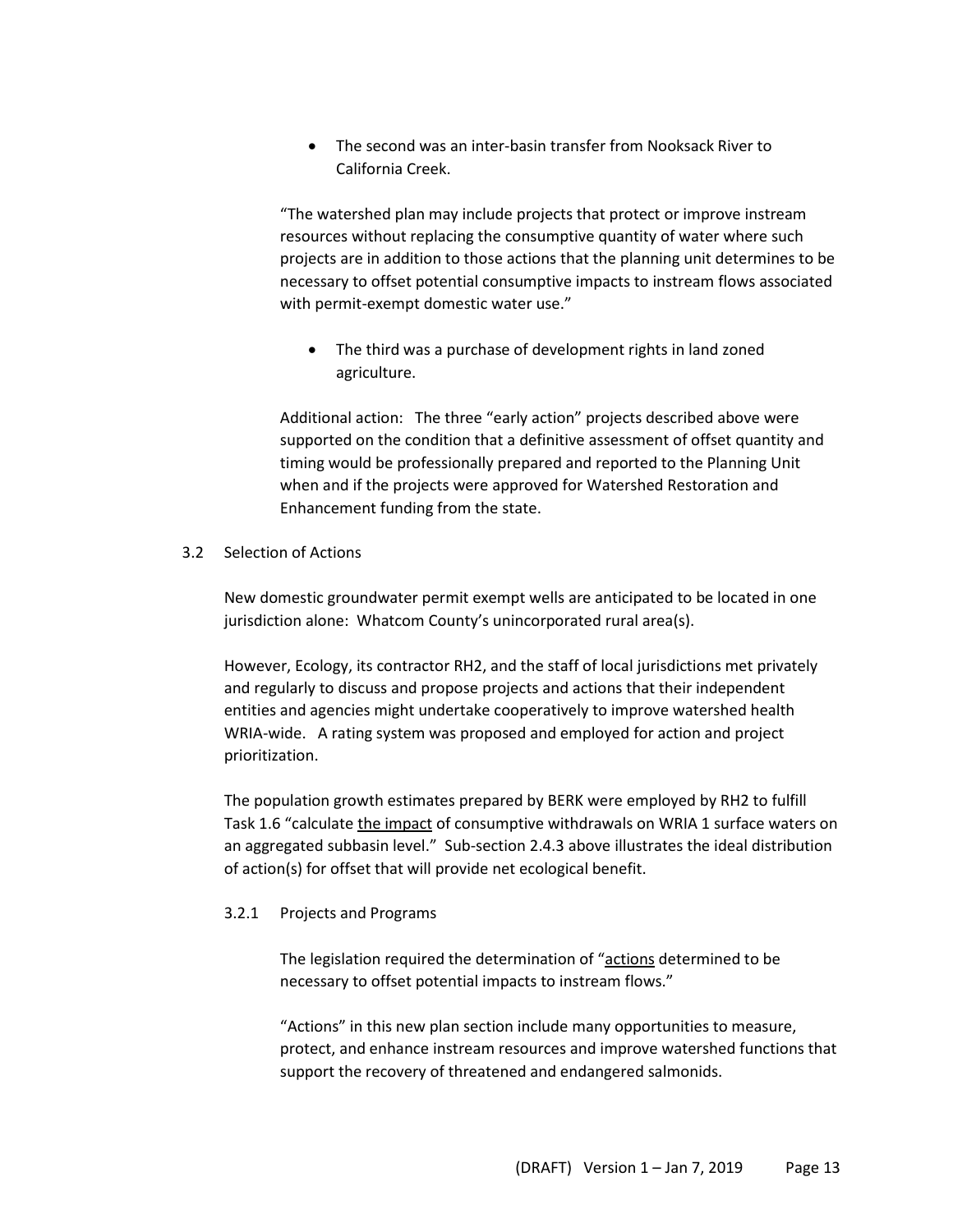- The second was an inter-basin transfer from Nooksack River to California Creek.

"The watershed plan may include projects that protect or improve instream resources without replacing the consumptive quantity of water where such projects are in addition to those actions that the planning unit determines to be necessary to offset potential consumptive impacts to instream flows associated with permit-exempt domestic water use."

- The third was a purchase of development rights in land zoned agriculture.

Additional action: The three "early action" projects described above were supported on the condition that a definitive assessment of offset quantity and timing would be professionally prepared and reported to the Planning Unit when and if the projects were approved for Watershed Restoration and Enhancement funding from the state.

## 3.2 Selection of Actions

New domestic groundwater permit exempt wells are anticipated to be located in one jurisdiction alone: Whatcom County's unincorporated rural area(s).

However, Ecology, its contractor RH2, and the staff of local jurisdictions met privately and regularly to discuss and propose projects and actions that their independent entities and agencies might undertake cooperatively to improve watershed health WRIA-wide. A rating system was proposed and employed for action and project prioritization.

The population growth estimates prepared by BERK were employed by RH2 to fulfill Task 1.6 "calculate <u>the impact</u> of consumptive withdrawals on WRIA 1 surface waters on an aggregated subbasin level." Sub-section 2.4.3 above illustrates the ideal distribution of action(s) for offset that will provide net ecological benefit.

### 3.2.1 Projects and Programs

The legislation required the determination of "<u>actions</u> determined to be necessary to offset potential impacts to instream flows."

"Actions" in this new plan section include many opportunities to measure, protect, and enhance instream resources and improve watershed functions that support the recovery of threatened and endangered salmonids.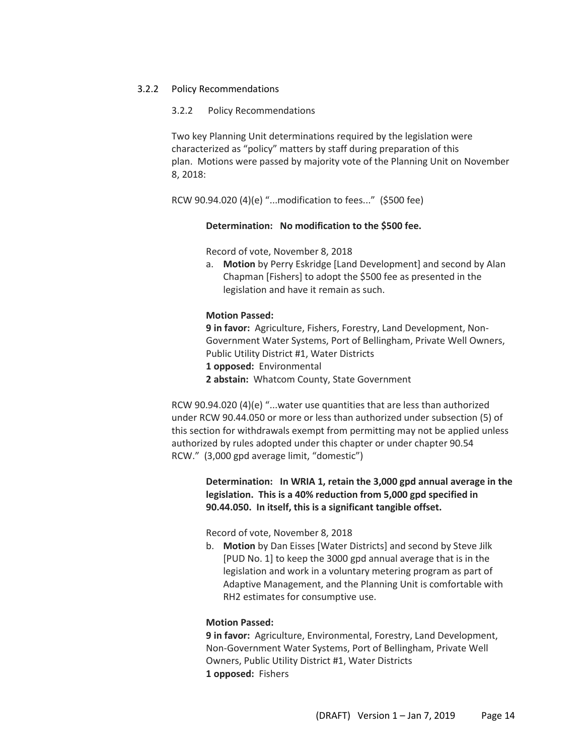### 3.2.2 Policy Recommendations

3.2.2 Policy Recommendations

Two key Planning Unit determinations required by the legislation were characterized as "policy" matters by staff during preparation of this plan. Motions were passed by majority vote of the Planning Unit on November 8, 2018:

RCW 90.94.020 (4)(e) "...modification to fees..." ($500 fee)

**Determination: No modification to the $500 fee.**

Record of vote, November 8, 2018

a. **Motion** by Perry Eskridge [Land Development] and second by Alan Chapman [Fishers] to adopt the $500 fee as presented in the legislation and have it remain as such.

**Motion Passed:**
**9 in favor:** Agriculture, Fishers, Forestry, Land Development, Non-Government Water Systems, Port of Bellingham, Private Well Owners, Public Utility District #1, Water Districts
**1 opposed:** Environmental
**2 abstain:** Whatcom County, State Government

RCW 90.94.020 (4)(e) "...water use quantities that are less than authorized under RCW 90.44.050 or more or less than authorized under subsection (5) of this section for withdrawals exempt from permitting may not be applied unless authorized by rules adopted under this chapter or under chapter 90.54 RCW." (3,000 gpd average limit, "domestic")

**Determination: In WRIA 1, retain the 3,000 gpd annual average in the legislation. This is a 40% reduction from 5,000 gpd specified in 90.44.050. In itself, this is a significant tangible offset.**

Record of vote, November 8, 2018

b. **Motion** by Dan Eisses [Water Districts] and second by Steve Jilk [PUD No. 1] to keep the 3000 gpd annual average that is in the legislation and work in a voluntary metering program as part of Adaptive Management, and the Planning Unit is comfortable with RH2 estimates for consumptive use.

**Motion Passed:**
**9 in favor:** Agriculture, Environmental, Forestry, Land Development, Non-Government Water Systems, Port of Bellingham, Private Well Owners, Public Utility District #1, Water Districts
**1 opposed:** Fishers

(DRAFT) Version 1 – Jan 7, 2019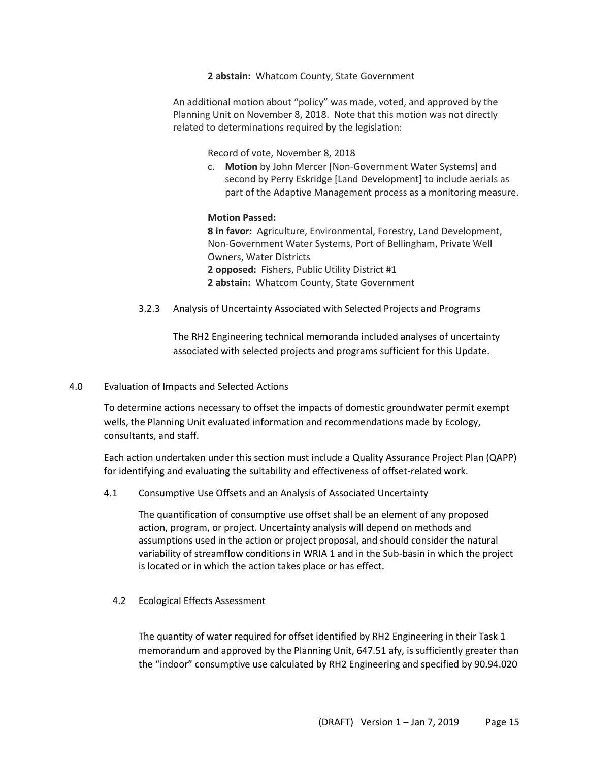**2 abstain:** Whatcom County, State Government

An additional motion about "policy" was made, voted, and approved by the Planning Unit on November 8, 2018. Note that this motion was not directly related to determinations required by the legislation:

Record of vote, November 8, 2018

c. **Motion** by John Mercer [Non-Government Water Systems] and second by Perry Eskridge [Land Development] to include aerials as part of the Adaptive Management process as a monitoring measure.

**Motion Passed:**
**8 in favor:** Agriculture, Environmental, Forestry, Land Development, Non-Government Water Systems, Port of Bellingham, Private Well Owners, Water Districts
**2 opposed:** Fishers, Public Utility District #1
**2 abstain:** Whatcom County, State Government

### 3.2.3 Analysis of Uncertainty Associated with Selected Projects and Programs

The RH2 Engineering technical memoranda included analyses of uncertainty associated with selected projects and programs sufficient for this Update.

## 4.0 Evaluation of Impacts and Selected Actions

To determine actions necessary to offset the impacts of domestic groundwater permit exempt wells, the Planning Unit evaluated information and recommendations made by Ecology, consultants, and staff.

Each action undertaken under this section must include a Quality Assurance Project Plan (QAPP) for identifying and evaluating the suitability and effectiveness of offset-related work.

### 4.1 Consumptive Use Offsets and an Analysis of Associated Uncertainty

The quantification of consumptive use offset shall be an element of any proposed action, program, or project. Uncertainty analysis will depend on methods and assumptions used in the action or project proposal, and should consider the natural variability of streamflow conditions in WRIA 1 and in the Sub-basin in which the project is located or in which the action takes place or has effect.

### 4.2 Ecological Effects Assessment

The quantity of water required for offset identified by RH2 Engineering in their Task 1 memorandum and approved by the Planning Unit, 647.51 afy, is sufficiently greater than the "indoor" consumptive use calculated by RH2 Engineering and specified by 90.94.020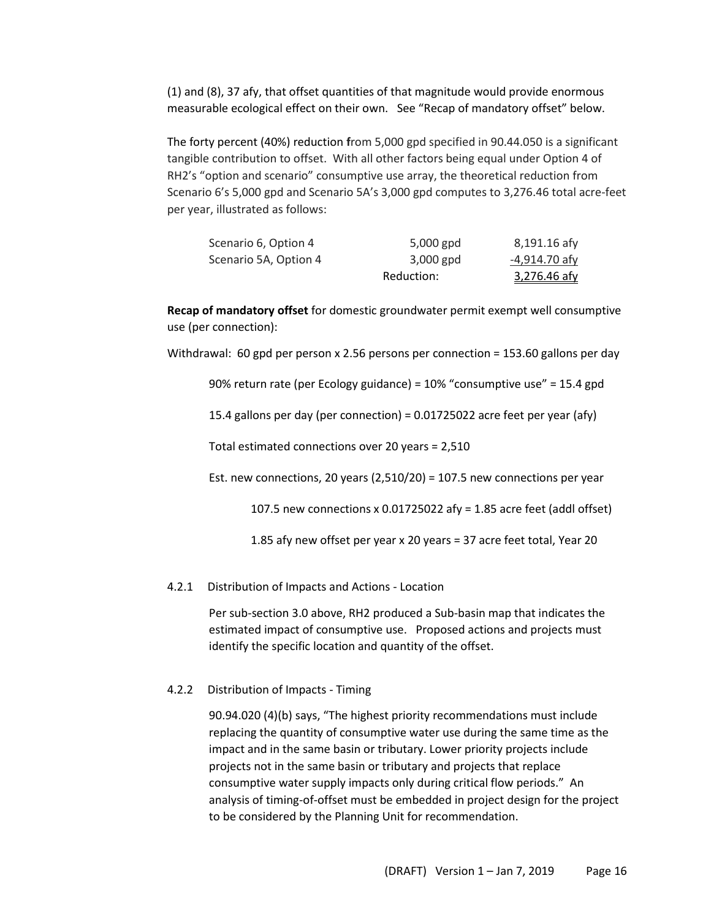(1) and (8), 37 afy, that offset quantities of that magnitude would provide enormous measurable ecological effect on their own. See "Recap of mandatory offset" below.

The forty percent (40%) reduction from 5,000 gpd specified in 90.44.050 is a significant tangible contribution to offset. With all other factors being equal under Option 4 of RH2's "option and scenario" consumptive use array, the theoretical reduction from Scenario 6's 5,000 gpd and Scenario 5A's 3,000 gpd computes to 3,276.46 total acre-feet per year, illustrated as follows:

| | | |
|---|---|---|
| Scenario 6, Option 4 | 5,000 gpd | 8,191.16 afy |
| Scenario 5A, Option 4 | 3,000 gpd | -4,914.70 afy |
| | Reduction: | 3,276.46 afy |

**Recap of mandatory offset** for domestic groundwater permit exempt well consumptive use (per connection):

Withdrawal: 60 gpd per person x 2.56 persons per connection = 153.60 gallons per day

90% return rate (per Ecology guidance) = 10% "consumptive use" = 15.4 gpd

15.4 gallons per day (per connection) = 0.01725022 acre feet per year (afy)

Total estimated connections over 20 years = 2,510

Est. new connections, 20 years (2,510/20) = 107.5 new connections per year

107.5 new connections x 0.01725022 afy = 1.85 acre feet (addl offset)

1.85 afy new offset per year x 20 years = 37 acre feet total, Year 20

#### 4.2.1 Distribution of Impacts and Actions - Location

Per sub-section 3.0 above, RH2 produced a Sub-basin map that indicates the estimated impact of consumptive use. Proposed actions and projects must identify the specific location and quantity of the offset.

#### 4.2.2 Distribution of Impacts - Timing

90.94.020 (4)(b) says, "The highest priority recommendations must include replacing the quantity of consumptive water use during the same time as the impact and in the same basin or tributary. Lower priority projects include projects not in the same basin or tributary and projects that replace consumptive water supply impacts only during critical flow periods." An analysis of timing-of-offset must be embedded in project design for the project to be considered by the Planning Unit for recommendation.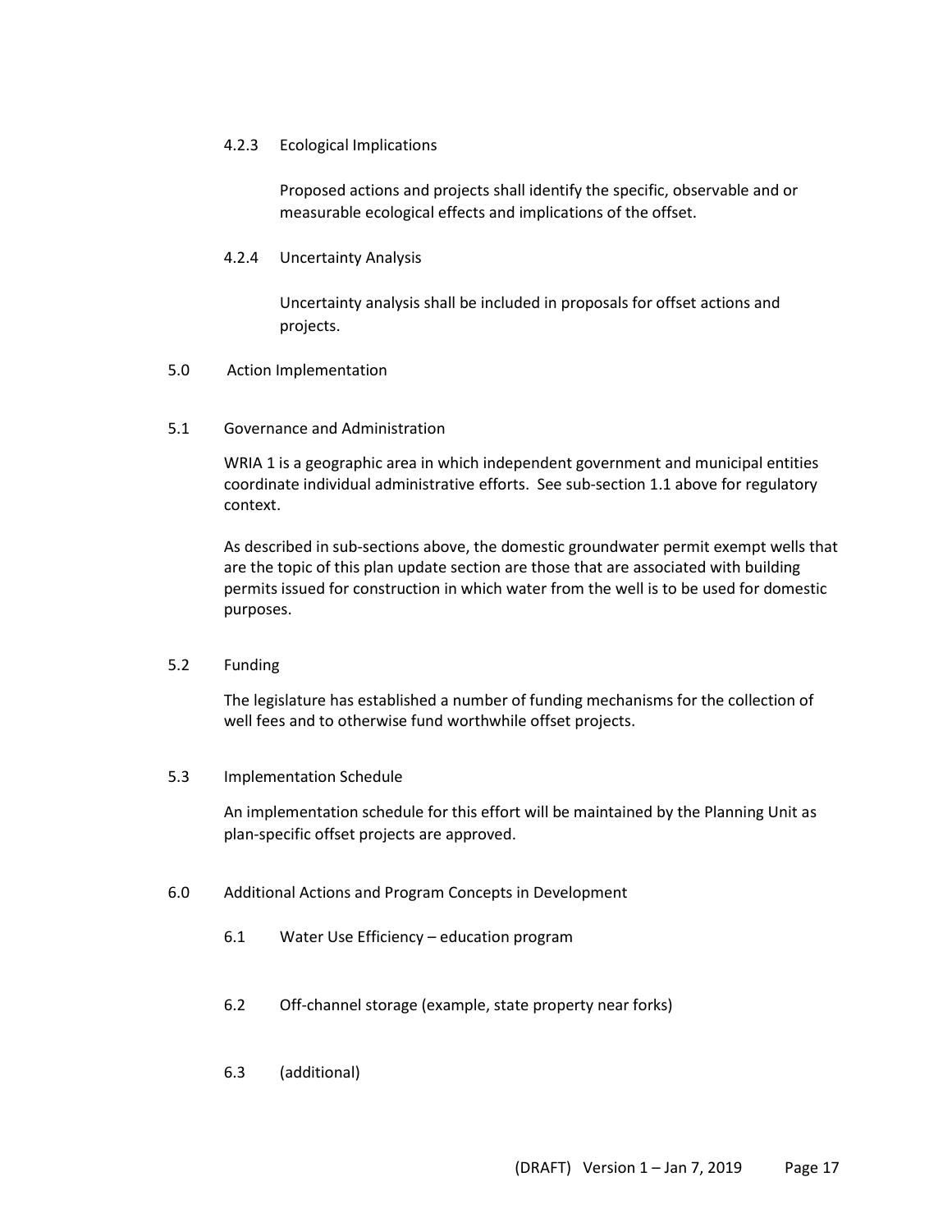#### 4.2.3 Ecological Implications

Proposed actions and projects shall identify the specific, observable and or measurable ecological effects and implications of the offset.

#### 4.2.4 Uncertainty Analysis

Uncertainty analysis shall be included in proposals for offset actions and projects.

## 5.0 Action Implementation

### 5.1 Governance and Administration

WRIA 1 is a geographic area in which independent government and municipal entities coordinate individual administrative efforts. See sub-section 1.1 above for regulatory context.

As described in sub-sections above, the domestic groundwater permit exempt wells that are the topic of this plan update section are those that are associated with building permits issued for construction in which water from the well is to be used for domestic purposes.

### 5.2 Funding

The legislature has established a number of funding mechanisms for the collection of well fees and to otherwise fund worthwhile offset projects.

### 5.3 Implementation Schedule

An implementation schedule for this effort will be maintained by the Planning Unit as plan-specific offset projects are approved.

## 6.0 Additional Actions and Program Concepts in Development

### 6.1 Water Use Efficiency – education program

### 6.2 Off-channel storage (example, state property near forks)

### 6.3 (additional)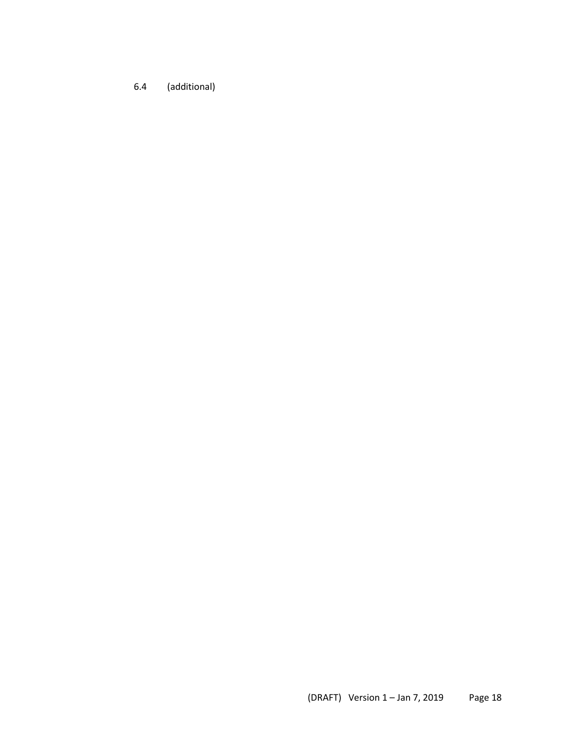6.4 (additional)